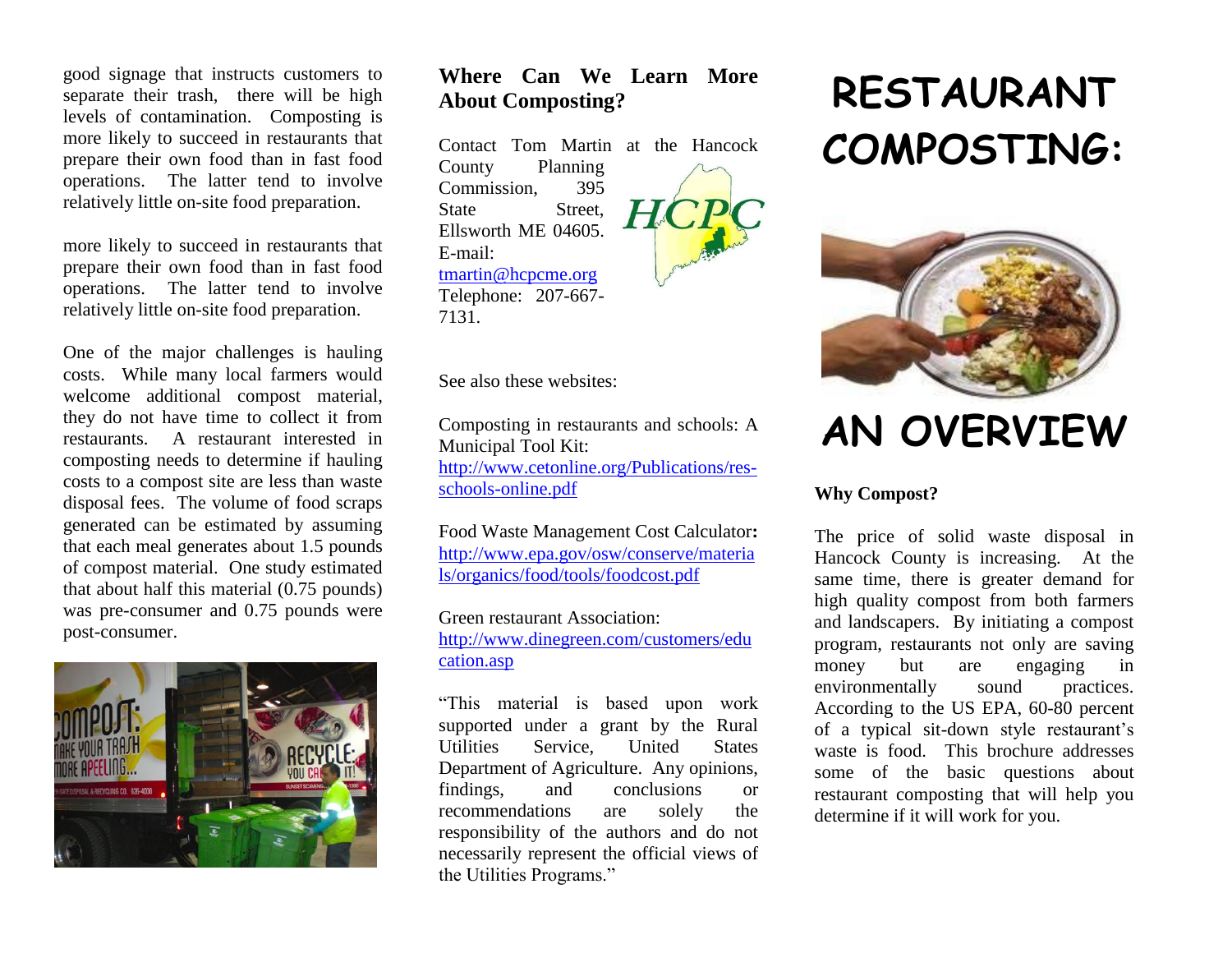good signage that instructs customers to separate their trash, there will be high levels of contamination. Composting is more likely to succeed in restaurants that prepare their own food than in fast food operations. The latter tend to involve relatively little on-site food preparation.

more likely to succeed in restaurants that prepare their own food than in fast food operations. The latter tend to involve relatively little on-site food preparation.

One of the major challenges is hauling costs. While many local farmers would welcome additional compost material, they do not have time to collect it from restaurants. A restaurant interested in composting needs to determine if hauling costs to a compost site are less than waste disposal fees. The volume of food scraps generated can be estimated by assuming that each meal generates about 1.5 pounds of compost material. One study estimated that about half this material (0.75 pounds) was pre-consumer and 0.75 pounds were post-consumer.

## Where Can We Learn More About Composting?

Contact Tom Martin at the Hancock County Planning Commission, 395 State Street, Ellsworth ME 04605. E-mail: [tmartin@hcpcme.org](mailto:tmartin@hcpcme.org) Telephone: 207-667-7131.

See also these websites:

Composting in restaurants and schools: A Municipal Tool Kit: [http://www.cetonline.org/Publications/res-schools-online.pdf](http://www.cetonline.org/Publications/res-schools-online.pdf)

Food Waste Management Cost Calculator**:** [http://www.epa.gov/osw/conserve/materials/organics/food/tools/foodcost.pdf](http://www.epa.gov/osw/conserve/materials/organics/food/tools/foodcost.pdf)

Green restaurant Association: [http://www.dinegreen.com/customers/education.asp](http://www.dinegreen.com/customers/education.asp)

"This material is based upon work supported under a grant by the Rural Utilities Service, United States Department of Agriculture. Any opinions, findings, and conclusions or recommendations are solely the responsibility of the authors and do not necessarily represent the official views of the Utilities Programs."

# RESTAURANT COMPOSTING:

# AN OVERVIEW

**Why Compost?**

The price of solid waste disposal in Hancock County is increasing. At the same time, there is greater demand for high quality compost from both farmers and landscapers. By initiating a compost program, restaurants not only are saving money but are engaging in environmentally sound practices. According to the US EPA, 60-80 percent of a typical sit-down style restaurant's waste is food. This brochure addresses some of the basic questions about restaurant composting that will help you determine if it will work for you.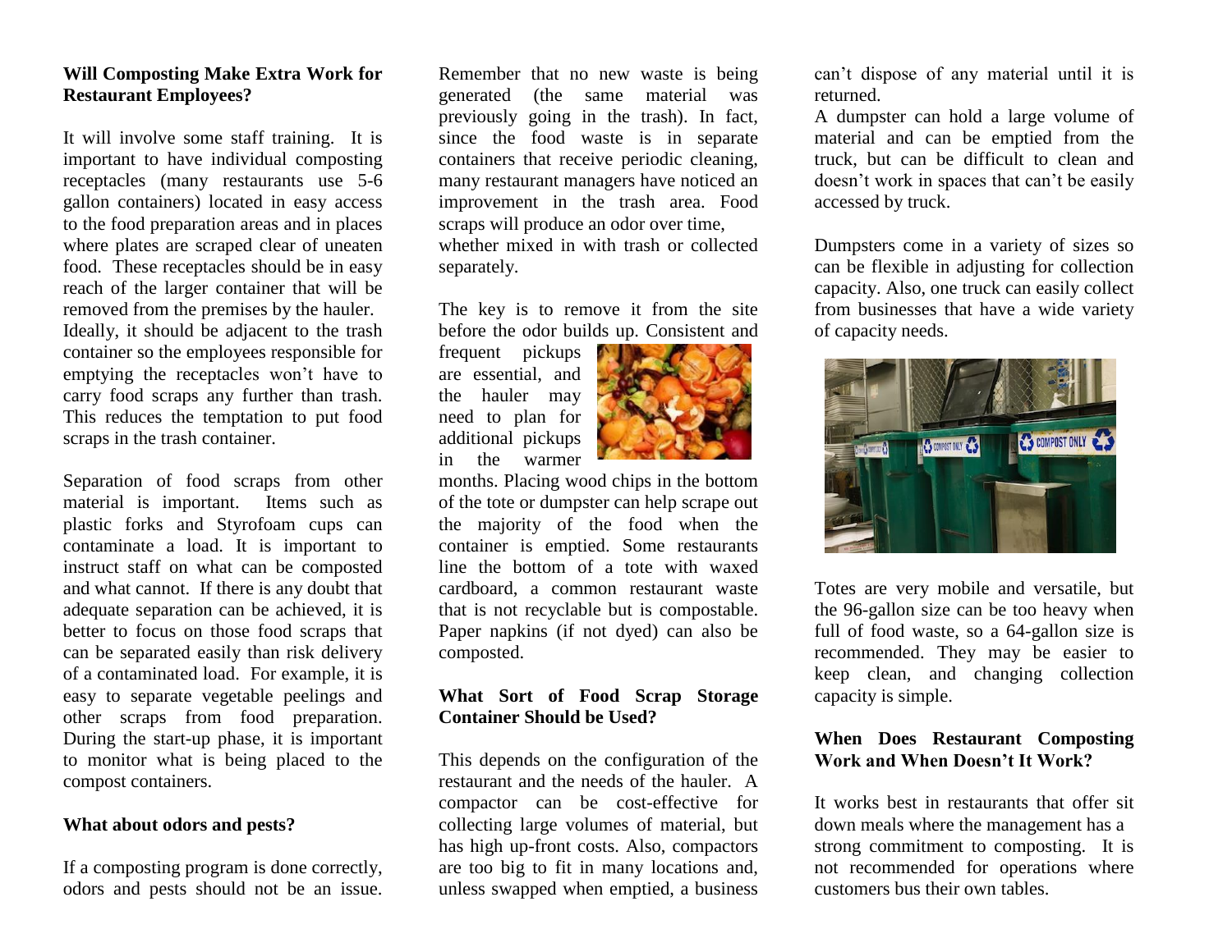## Will Composting Make Extra Work for Restaurant Employees?

It will involve some staff training. It is important to have individual composting receptacles (many restaurants use 5-6 gallon containers) located in easy access to the food preparation areas and in places where plates are scraped clear of uneaten food. These receptacles should be in easy reach of the larger container that will be removed from the premises by the hauler. Ideally, it should be adjacent to the trash container so the employees responsible for emptying the receptacles won't have to carry food scraps any further than trash. This reduces the temptation to put food scraps in the trash container.

Separation of food scraps from other material is important. Items such as plastic forks and Styrofoam cups can contaminate a load. It is important to instruct staff on what can be composted and what cannot. If there is any doubt that adequate separation can be achieved, it is better to focus on those food scraps that can be separated easily than risk delivery of a contaminated load. For example, it is easy to separate vegetable peelings and other scraps from food preparation. During the start-up phase, it is important to monitor what is being placed to the compost containers.

## What about odors and pests?

If a composting program is done correctly, odors and pests should not be an issue. Remember that no new waste is being generated (the same material was previously going in the trash). In fact, since the food waste is in separate containers that receive periodic cleaning, many restaurant managers have noticed an improvement in the trash area. Food scraps will produce an odor over time, whether mixed in with trash or collected separately.

The key is to remove it from the site before the odor builds up. Consistent and frequent pickups are essential, and the hauler may need to plan for additional pickups in the warmer months. Placing wood chips in the bottom of the tote or dumpster can help scrape out the majority of the food when the container is emptied. Some restaurants line the bottom of a tote with waxed cardboard, a common restaurant waste that is not recyclable but is compostable. Paper napkins (if not dyed) can also be composted.

## What Sort of Food Scrap Storage Container Should be Used?

This depends on the configuration of the restaurant and the needs of the hauler. A compactor can be cost-effective for collecting large volumes of material, but has high up-front costs. Also, compactors are too big to fit in many locations and, unless swapped when emptied, a business can't dispose of any material until it is returned.

A dumpster can hold a large volume of material and can be emptied from the truck, but can be difficult to clean and doesn't work in spaces that can't be easily accessed by truck.

Dumpsters come in a variety of sizes so can be flexible in adjusting for collection capacity. Also, one truck can easily collect from businesses that have a wide variety of capacity needs.

Totes are very mobile and versatile, but the 96-gallon size can be too heavy when full of food waste, so a 64-gallon size is recommended. They may be easier to keep clean, and changing collection capacity is simple.

## When Does Restaurant Composting Work and When Doesn't It Work?

It works best in restaurants that offer sit down meals where the management has a strong commitment to composting. It is not recommended for operations where customers bus their own tables.